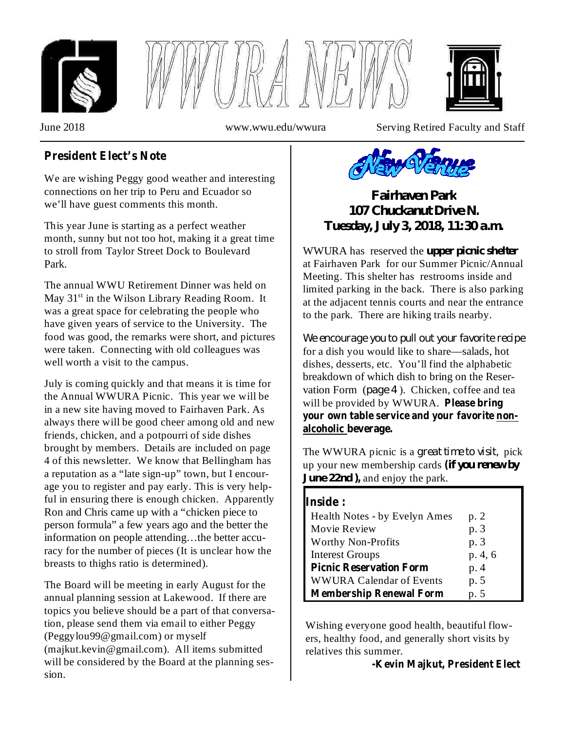# WWURA NEWS

June 2018 www.wwu.edu/wwura Serving Retired Faculty and Staff

## President Elect's Note

We are wishing Peggy good weather and interesting connections on her trip to Peru and Ecuador so we'll have guest comments this month.

This year June is starting as a perfect weather month, sunny but not too hot, making it a great time to stroll from Taylor Street Dock to Boulevard Park.

The annual WWU Retirement Dinner was held on May 31st in the Wilson Library Reading Room. It was a great space for celebrating the people who have given years of service to the University. The food was good, the remarks were short, and pictures were taken. Connecting with old colleagues was well worth a visit to the campus.

July is coming quickly and that means it is time for the Annual WWURA Picnic. This year we will be in a new site having moved to Fairhaven Park. As always there will be good cheer among old and new friends, chicken, and a potpourri of side dishes brought by members. Details are included on page 4 of this newsletter. We know that Bellingham has a reputation as a "late sign-up" town, but I encourage you to register and pay early. This is very helpful in ensuring there is enough chicken. Apparently Ron and Chris came up with a "chicken piece to person formula" a few years ago and the better the information on people attending…the better accuracy for the number of pieces (It is unclear how the breasts to thighs ratio is determined).

The Board will be meeting in early August for the annual planning session at Lakewood. If there are topics you believe should be a part of that conversation, please send them via email to either Peggy (Peggylou99@gmail.com) or myself (majkut.kevin@gmail.com). All items submitted will be considered by the Board at the planning session.

## New Venue

**Fairhaven Park**
**107 Chuckanut Drive N.**
**Tuesday, July 3, 2018, 11:30 a.m.**

WWURA has reserved the **upper picnic shelter** at Fairhaven Park for our Summer Picnic/Annual Meeting. This shelter has restrooms inside and limited parking in the back. There is also parking at the adjacent tennis courts and near the entrance to the park. There are hiking trails nearby.

We encourage you to pull out your favorite recipe for a dish you would like to share—salads, hot dishes, desserts, etc. You'll find the alphabetic breakdown of which dish to bring on the Reservation Form (page 4 ). Chicken, coffee and tea will be provided by WWURA. **Please bring your own table service and your favorite non-alcoholic beverage.**

The WWURA picnic is a great time to visit, pick up your new membership cards **(if you renew by June 22nd ),** and enjoy the park.

### Inside :

| | |
|---|---|
| Health Notes - by Evelyn Ames | p. 2 |
| Movie Review | p. 3 |
| Worthy Non-Profits | p. 3 |
| Interest Groups | p. 4, 6 |
| **Picnic Reservation Form** | p. 4 |
| WWURA Calendar of Events | p. 5 |
| **Membership Renewal Form** | p. 5 |

Wishing everyone good health, beautiful flowers, healthy food, and generally short visits by relatives this summer.

**-Kevin Majkut, President Elect**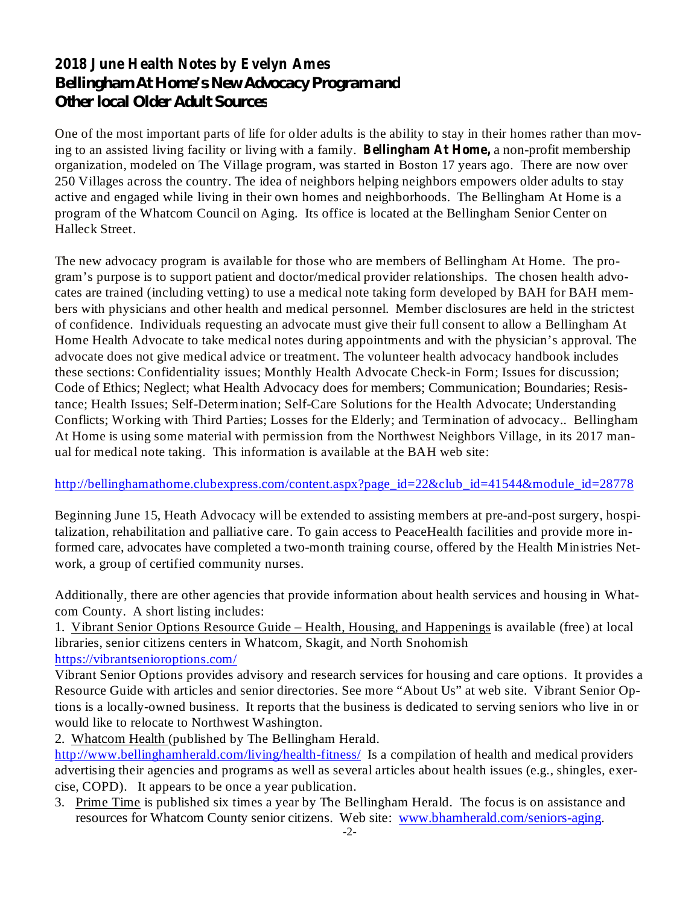## 2018 June Health Notes by Evelyn Ames
## Bellingham At Home's New Advocacy Program and Other local Older Adult Sources

One of the most important parts of life for older adults is the ability to stay in their homes rather than moving to an assisted living facility or living with a family. **Bellingham At Home,** a non-profit membership organization, modeled on The Village program, was started in Boston 17 years ago. There are now over 250 Villages across the country. The idea of neighbors helping neighbors empowers older adults to stay active and engaged while living in their own homes and neighborhoods. The Bellingham At Home is a program of the Whatcom Council on Aging. Its office is located at the Bellingham Senior Center on Halleck Street.

The new advocacy program is available for those who are members of Bellingham At Home. The program's purpose is to support patient and doctor/medical provider relationships. The chosen health advocates are trained (including vetting) to use a medical note taking form developed by BAH for BAH members with physicians and other health and medical personnel. Member disclosures are held in the strictest of confidence. Individuals requesting an advocate must give their full consent to allow a Bellingham At Home Health Advocate to take medical notes during appointments and with the physician's approval. The advocate does not give medical advice or treatment. The volunteer health advocacy handbook includes these sections: Confidentiality issues; Monthly Health Advocate Check-in Form; Issues for discussion; Code of Ethics; Neglect; what Health Advocacy does for members; Communication; Boundaries; Resistance; Health Issues; Self-Determination; Self-Care Solutions for the Health Advocate; Understanding Conflicts; Working with Third Parties; Losses for the Elderly; and Termination of advocacy.. Bellingham At Home is using some material with permission from the Northwest Neighbors Village, in its 2017 manual for medical note taking. This information is available at the BAH web site:

http://bellinghamathome.clubexpress.com/content.aspx?page_id=22&club_id=41544&module_id=28778

Beginning June 15, Heath Advocacy will be extended to assisting members at pre-and-post surgery, hospitalization, rehabilitation and palliative care. To gain access to PeaceHealth facilities and provide more informed care, advocates have completed a two-month training course, offered by the Health Ministries Network, a group of certified community nurses.

Additionally, there are other agencies that provide information about health services and housing in Whatcom County. A short listing includes:

1. Vibrant Senior Options Resource Guide – Health, Housing, and Happenings is available (free) at local libraries, senior citizens centers in Whatcom, Skagit, and North Snohomish https://vibrantsenioroptions.com/
Vibrant Senior Options provides advisory and research services for housing and care options. It provides a Resource Guide with articles and senior directories. See more "About Us" at web site. Vibrant Senior Options is a locally-owned business. It reports that the business is dedicated to serving seniors who live in or would like to relocate to Northwest Washington.

2. Whatcom Health (published by The Bellingham Herald. http://www.bellinghamherald.com/living/health-fitness/ Is a compilation of health and medical providers advertising their agencies and programs as well as several articles about health issues (e.g., shingles, exercise, COPD). It appears to be once a year publication.

3. Prime Time is published six times a year by The Bellingham Herald. The focus is on assistance and resources for Whatcom County senior citizens. Web site: www.bhamherald.com/seniors-aging.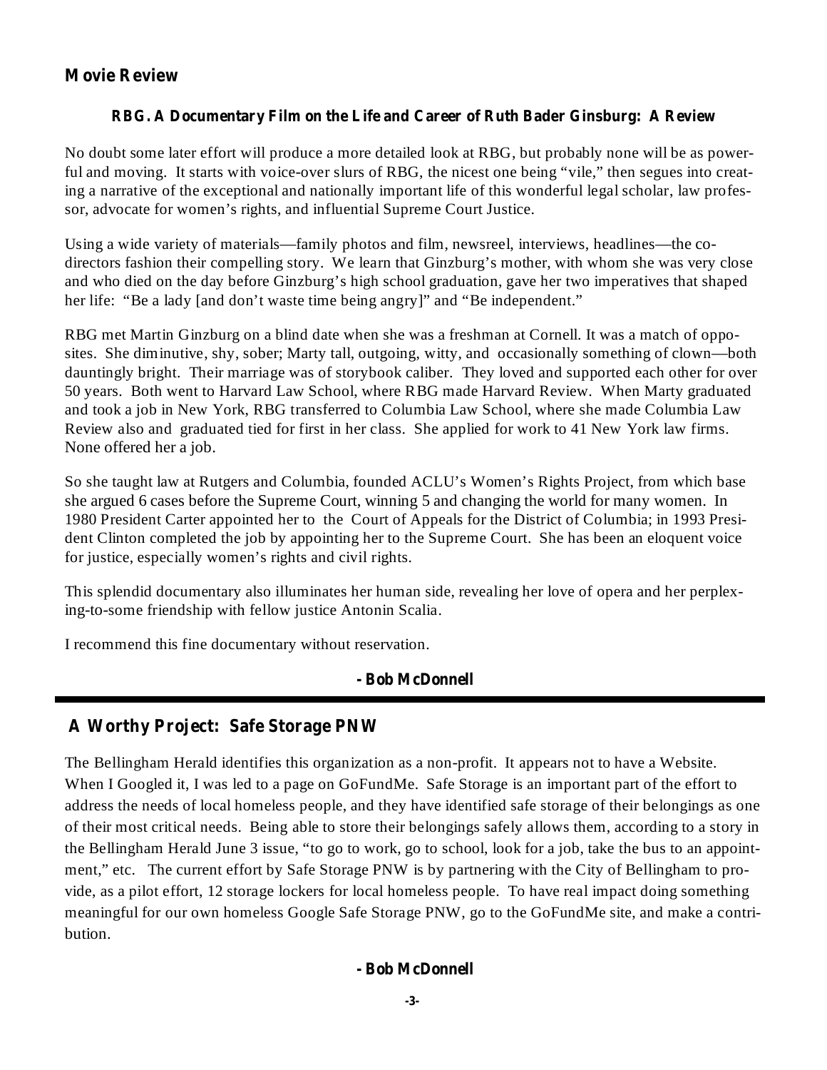## Movie Review

### RBG. A Documentary Film on the Life and Career of Ruth Bader Ginsburg: A Review

No doubt some later effort will produce a more detailed look at RBG, but probably none will be as powerful and moving. It starts with voice-over slurs of RBG, the nicest one being "vile," then segues into creating a narrative of the exceptional and nationally important life of this wonderful legal scholar, law professor, advocate for women's rights, and influential Supreme Court Justice.

Using a wide variety of materials—family photos and film, newsreel, interviews, headlines—the co-directors fashion their compelling story. We learn that Ginzburg's mother, with whom she was very close and who died on the day before Ginzburg's high school graduation, gave her two imperatives that shaped her life: "Be a lady [and don't waste time being angry]" and "Be independent."

RBG met Martin Ginzburg on a blind date when she was a freshman at Cornell. It was a match of opposites. She diminutive, shy, sober; Marty tall, outgoing, witty, and occasionally something of clown—both dauntingly bright. Their marriage was of storybook caliber. They loved and supported each other for over 50 years. Both went to Harvard Law School, where RBG made Harvard Review. When Marty graduated and took a job in New York, RBG transferred to Columbia Law School, where she made Columbia Law Review also and graduated tied for first in her class. She applied for work to 41 New York law firms. None offered her a job.

So she taught law at Rutgers and Columbia, founded ACLU's Women's Rights Project, from which base she argued 6 cases before the Supreme Court, winning 5 and changing the world for many women. In 1980 President Carter appointed her to the Court of Appeals for the District of Columbia; in 1993 President Clinton completed the job by appointing her to the Supreme Court. She has been an eloquent voice for justice, especially women's rights and civil rights.

This splendid documentary also illuminates her human side, revealing her love of opera and her perplexing-to-some friendship with fellow justice Antonin Scalia.

I recommend this fine documentary without reservation.

**- Bob McDonnell**

---

## A Worthy Project: Safe Storage PNW

The Bellingham Herald identifies this organization as a non-profit. It appears not to have a Website. When I Googled it, I was led to a page on GoFundMe. Safe Storage is an important part of the effort to address the needs of local homeless people, and they have identified safe storage of their belongings as one of their most critical needs. Being able to store their belongings safely allows them, according to a story in the Bellingham Herald June 3 issue, "to go to work, go to school, look for a job, take the bus to an appointment," etc. The current effort by Safe Storage PNW is by partnering with the City of Bellingham to provide, as a pilot effort, 12 storage lockers for local homeless people. To have real impact doing something meaningful for our own homeless Google Safe Storage PNW, go to the GoFundMe site, and make a contribution.

**- Bob McDonnell**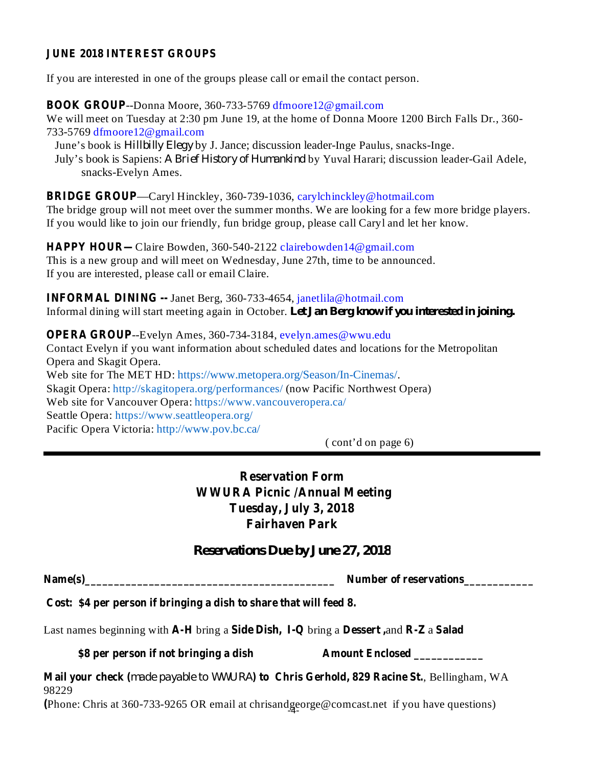## JUNE 2018 INTEREST GROUPS

If you are interested in one of the groups please call or email the contact person.

**BOOK GROUP**--Donna Moore, 360-733-5769 dfmoore12@gmail.com
We will meet on Tuesday at 2:30 pm June 19, at the home of Donna Moore 1200 Birch Falls Dr., 360-733-5769 dfmoore12@gmail.com

June's book is *Hillbilly Elegy* by J. Jance; discussion leader-Inge Paulus, snacks-Inge.
July's book is Sapiens: *A Brief History of Humankind* by Yuval Harari; discussion leader-Gail Adele, snacks-Evelyn Ames.

**BRIDGE GROUP**—Caryl Hinckley, 360-739-1036, carylchinckley@hotmail.com
The bridge group will not meet over the summer months. We are looking for a few more bridge players. If you would like to join our friendly, fun bridge group, please call Caryl and let her know.

**HAPPY HOUR—** Claire Bowden, 360-540-2122 clairebowden14@gmail.com
This is a new group and will meet on Wednesday, June 27th, time to be announced.
If you are interested, please call or email Claire.

**INFORMAL DINING --** Janet Berg, 360-733-4654, janetlila@hotmail.com
Informal dining will start meeting again in October. **Let Jan Berg know if you interested in joining.**

**OPERA GROUP**--Evelyn Ames, 360-734-3184, evelyn.ames@wwu.edu
Contact Evelyn if you want information about scheduled dates and locations for the Metropolitan Opera and Skagit Opera.
Web site for The MET HD: https://www.metopera.org/Season/In-Cinemas/.
Skagit Opera: http://skagitopera.org/performances/ (now Pacific Northwest Opera)
Web site for Vancouver Opera: https://www.vancouveropera.ca/
Seattle Opera: https://www.seattleopera.org/
Pacific Opera Victoria: http://www.pov.bc.ca/

( cont'd on page 6)

---

**Reservation Form**
**WWURA Picnic /Annual Meeting**
**Tuesday, July 3, 2018**
**Fairhaven Park**

**Reservations Due by June 27, 2018**

**Name(s)**___________________________________________ **Number of reservations**___________

**Cost: $4 per person if bringing a dish to share that will feed 8.**

Last names beginning with **A-H** bring a **Side Dish, I-Q** bring a **Dessert ,**and **R-Z** a **Salad**

**$8 per person if not bringing a dish** **Amount Enclosed** ___________

**Mail your check (**made payable to WWURA**) to Chris Gerhold, 829 Racine St.**, Bellingham, WA 98229
**(**Phone: Chris at 360-733-9265 OR email at chrisandgeorge@comcast.net if you have questions)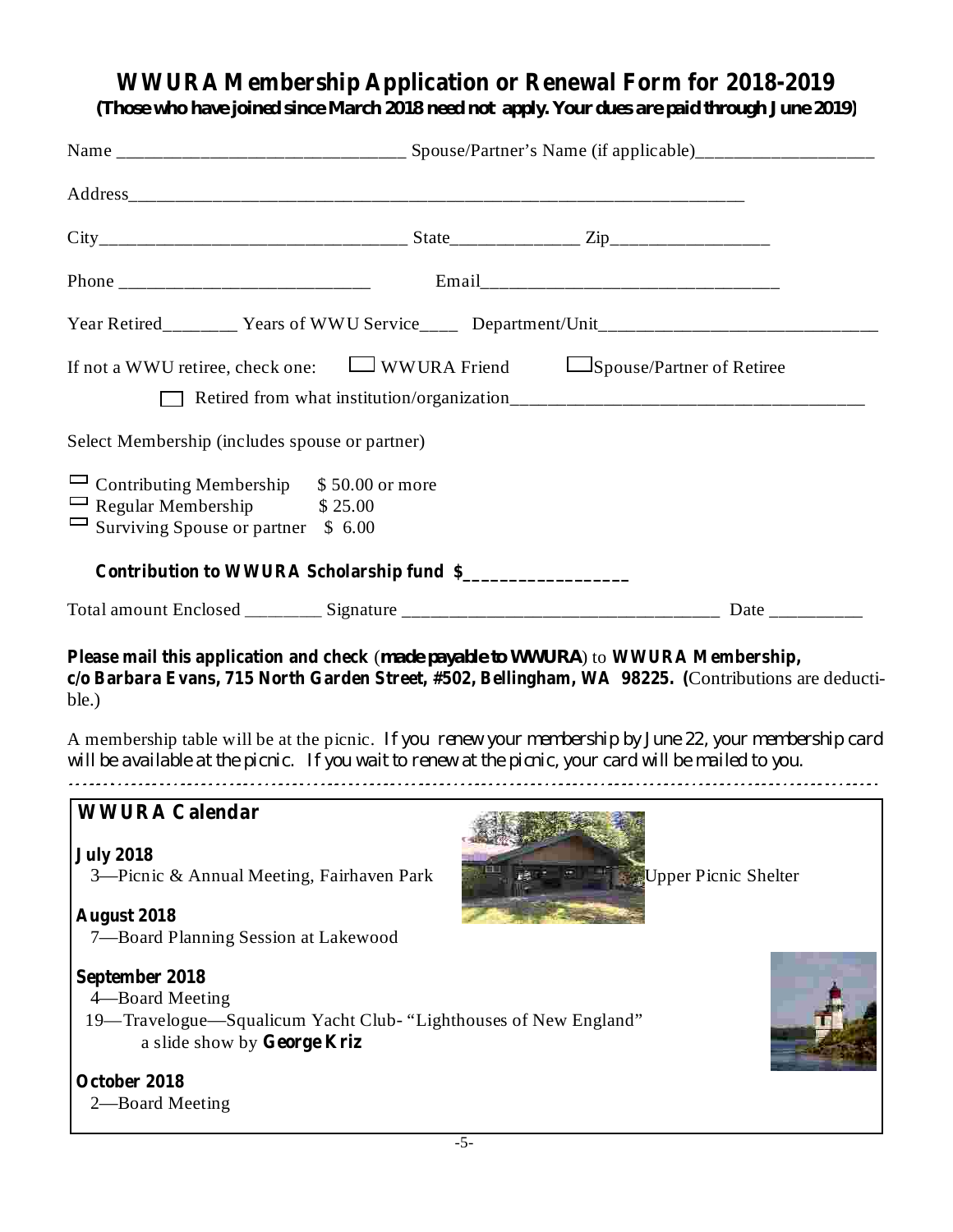# WWURA Membership Application or Renewal Form for 2018-2019

**(Those who have joined since March 2018 need not apply. Your dues are paid through June 2019)**

Name ______________________________ Spouse/Partner's Name (if applicable)____________________

Address______________________________________________________________________

City________________________________ State_____________ Zip_________________

Phone ___________________________ Email________________________________

Year Retired________ Years of WWU Service____ Department/Unit_____________________________

If not a WWU retiree, check one: ☐ WWURA Friend ☐ Spouse/Partner of Retiree

☐ Retired from what institution/organization_____________________________________

Select Membership (includes spouse or partner)

☐ Contributing Membership $ 50.00 or more
☐ Regular Membership $ 25.00
☐ Surviving Spouse or partner $ 6.00

**Contribution to WWURA Scholarship fund $_________________**

Total amount Enclosed ________ Signature _________________________________ Date __________

**Please mail this application and check** (**made payable to WWURA**) to **WWURA Membership, c/o Barbara Evans, 715 North Garden Street, #502, Bellingham, WA 98225. (**Contributions are deductible.)

A membership table will be at the picnic. *If you renew your membership by June 22, your membership card will be available at the picnic. If you wait to renew at the picnic, your card will be mailed to you.*

---

## WWURA Calendar

**July 2018**
3—Picnic & Annual Meeting, Fairhaven Park Upper Picnic Shelter

**August 2018**
7—Board Planning Session at Lakewood

**September 2018**
4—Board Meeting
19—Travelogue—Squalicum Yacht Club- "Lighthouses of New England" a slide show by **George Kriz**

**October 2018**
2—Board Meeting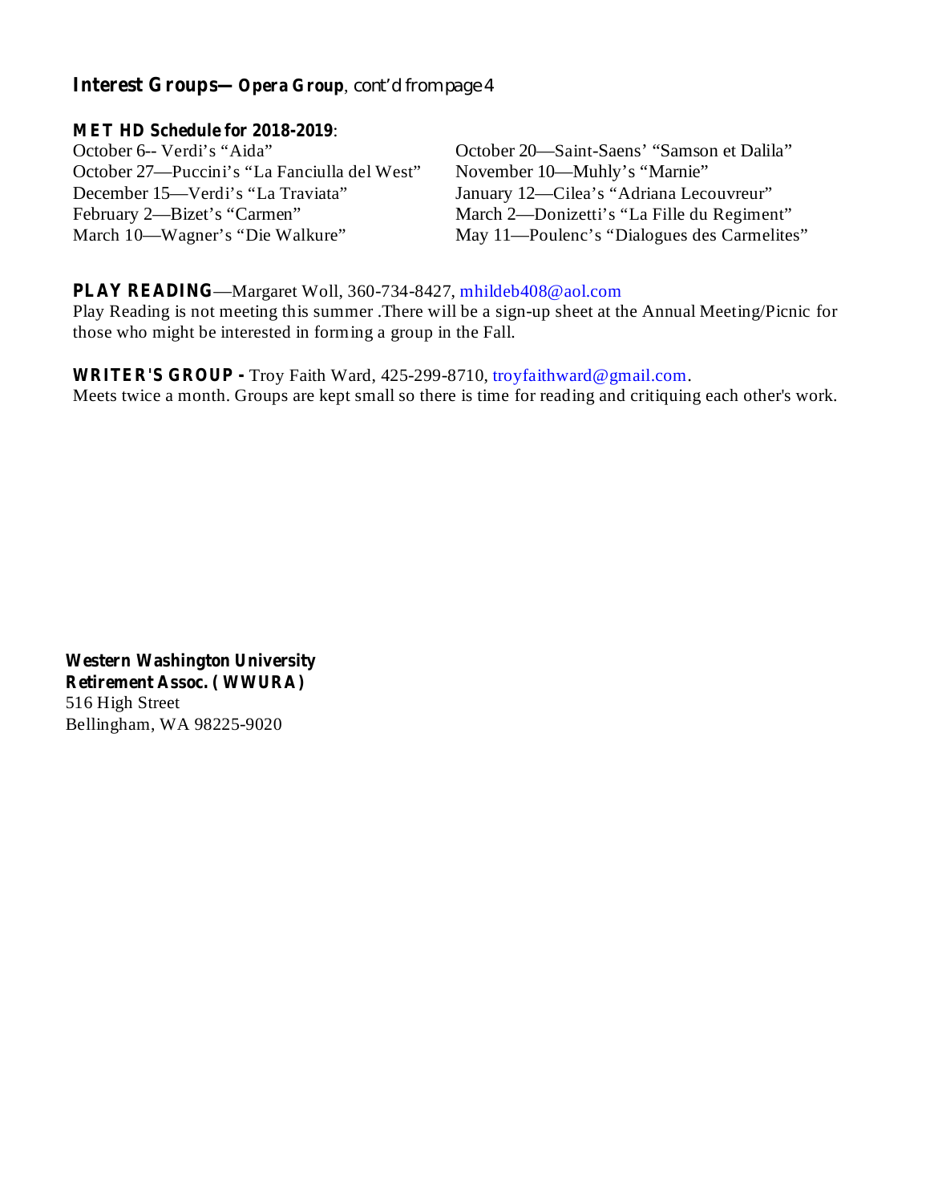**Interest Groups— Opera Group**, cont'd from page 4

**MET HD Schedule for 2018-2019**:

October 6-- Verdi's "Aida"
October 20—Saint-Saens' "Samson et Dalila"
October 27—Puccini's "La Fanciulla del West"
November 10—Muhly's "Marnie"
December 15—Verdi's "La Traviata"
January 12—Cilea's "Adriana Lecouvreur"
February 2—Bizet's "Carmen"
March 2—Donizetti's "La Fille du Regiment"
March 10—Wagner's "Die Walkure"
May 11—Poulenc's "Dialogues des Carmelites"

**PLAY READING**—Margaret Woll, 360-734-8427, mhildeb408@aol.com
Play Reading is not meeting this summer .There will be a sign-up sheet at the Annual Meeting/Picnic for those who might be interested in forming a group in the Fall.

**WRITER'S GROUP -** Troy Faith Ward, 425-299-8710, troyfaithward@gmail.com.
Meets twice a month. Groups are kept small so there is time for reading and critiquing each other's work.

**Western Washington University**
**Retirement Assoc. ( WWURA)**
516 High Street
Bellingham, WA 98225-9020